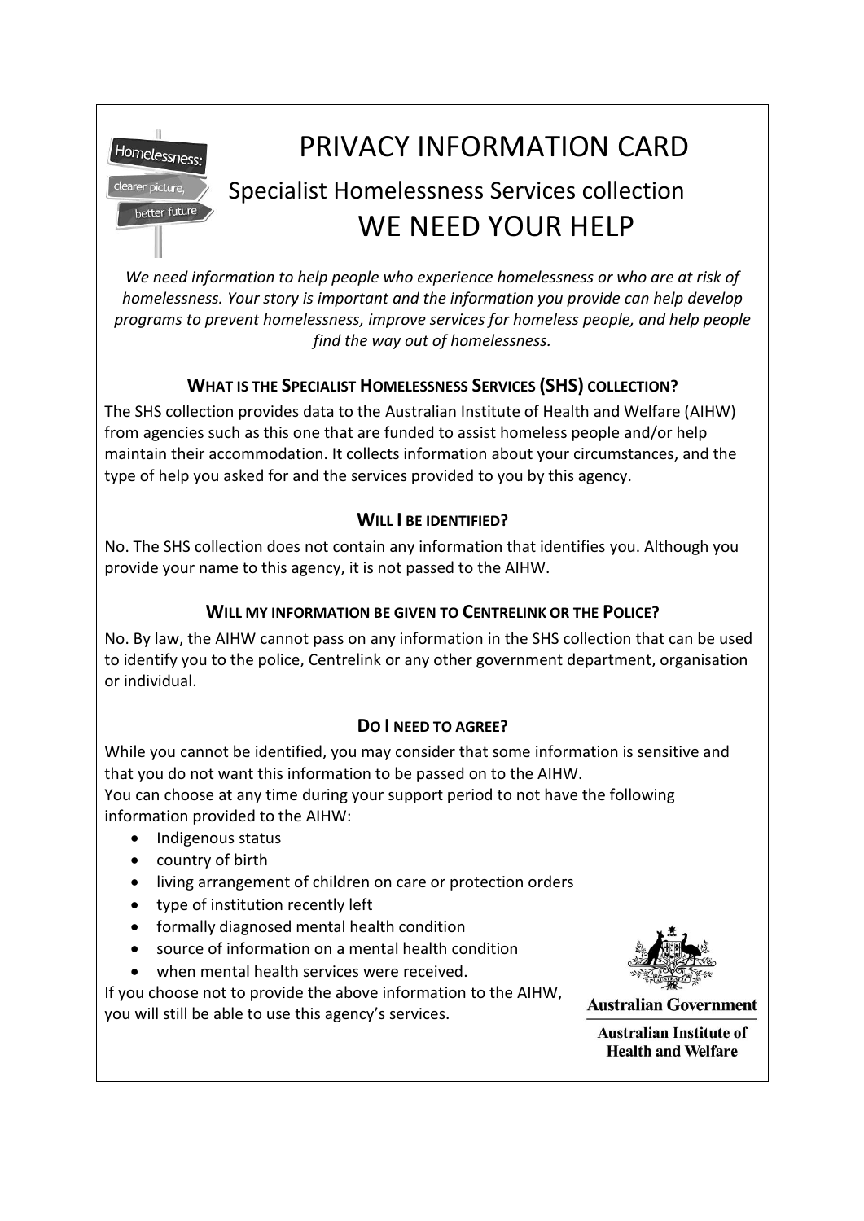Homelessness: clearer picture, better future

# PRIVACY INFORMATION CARD

## Specialist Homelessness Services collection

## WE NEED YOUR HELP

*We need information to help people who experience homelessness or who are at risk of homelessness. Your story is important and the information you provide can help develop programs to prevent homelessness, improve services for homeless people, and help people find the way out of homelessness.*

### WHAT IS THE SPECIALIST HOMELESSNESS SERVICES (SHS) COLLECTION?

The SHS collection provides data to the Australian Institute of Health and Welfare (AIHW) from agencies such as this one that are funded to assist homeless people and/or help maintain their accommodation. It collects information about your circumstances, and the type of help you asked for and the services provided to you by this agency.

### WILL I BE IDENTIFIED?

No. The SHS collection does not contain any information that identifies you. Although you provide your name to this agency, it is not passed to the AIHW.

### WILL MY INFORMATION BE GIVEN TO CENTRELINK OR THE POLICE?

No. By law, the AIHW cannot pass on any information in the SHS collection that can be used to identify you to the police, Centrelink or any other government department, organisation or individual.

### DO I NEED TO AGREE?

While you cannot be identified, you may consider that some information is sensitive and that you do not want this information to be passed on to the AIHW.
You can choose at any time during your support period to not have the following information provided to the AIHW:

- Indigenous status
- country of birth
- living arrangement of children on care or protection orders
- type of institution recently left
- formally diagnosed mental health condition
- source of information on a mental health condition
- when mental health services were received.

If you choose not to provide the above information to the AIHW, you will still be able to use this agency's services.

**Australian Government**

**Australian Institute of Health and Welfare**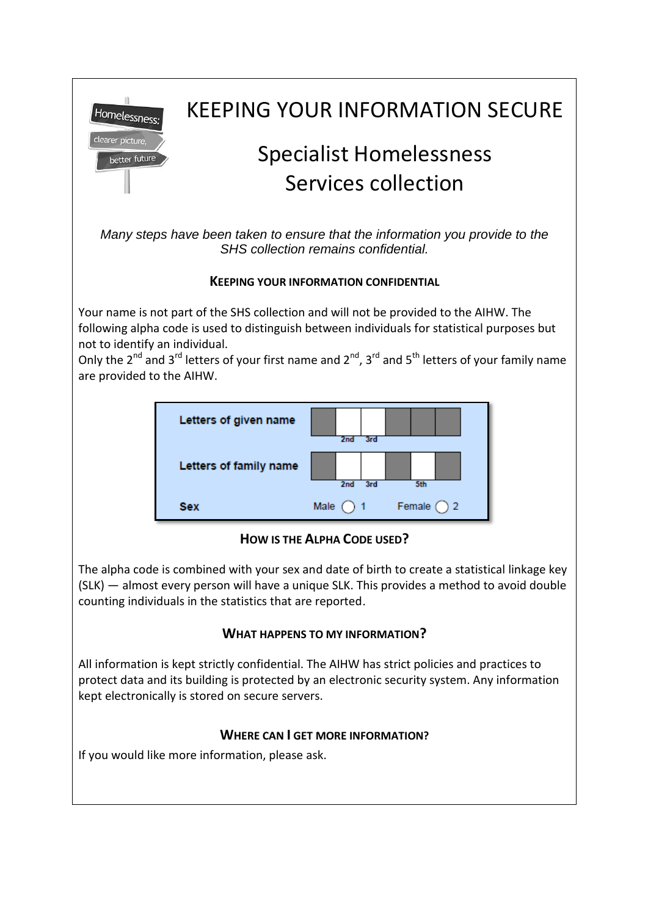# KEEPING YOUR INFORMATION SECURE

## Specialist Homelessness Services collection

*Many steps have been taken to ensure that the information you provide to the SHS collection remains confidential.*

### KEEPING YOUR INFORMATION CONFIDENTIAL

Your name is not part of the SHS collection and will not be provided to the AIHW. The following alpha code is used to distinguish between individuals for statistical purposes but not to identify an individual.

Only the 2nd and 3rd letters of your first name and 2nd, 3rd and 5th letters of your family name are provided to the AIHW.

| | | | | | | |
|---|---|---|---|---|---|---|
| Letters of given name | | 2nd | 3rd | | | |
| Letters of family name | | 2nd | 3rd | | 5th | |
| Sex | Male ◯ 1 | | | Female ◯ 2 | | |

### HOW IS THE ALPHA CODE USED?

The alpha code is combined with your sex and date of birth to create a statistical linkage key (SLK) — almost every person will have a unique SLK. This provides a method to avoid double counting individuals in the statistics that are reported.

### WHAT HAPPENS TO MY INFORMATION?

All information is kept strictly confidential. The AIHW has strict policies and practices to protect data and its building is protected by an electronic security system. Any information kept electronically is stored on secure servers.

### WHERE CAN I GET MORE INFORMATION?

If you would like more information, please ask.